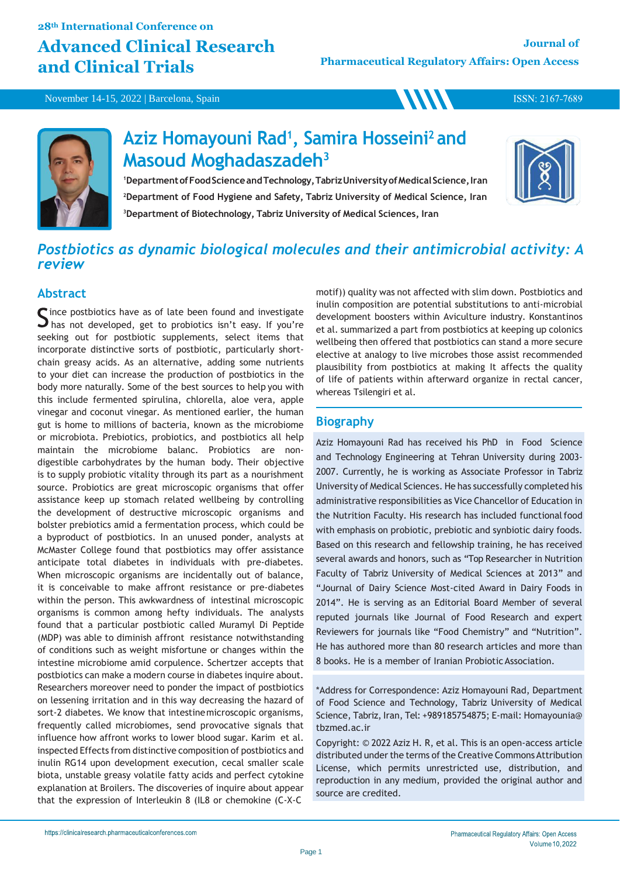# Aziz Homayouni Rad[1], Samira Hosseini[2] and Masoud Moghadaszadeh[3]

[1]Department of Food Science and Technology, Tabriz University of Medical Science, Iran
[2]Department of Food Hygiene and Safety, Tabriz University of Medical Science, Iran
[3]Department of Biotechnology, Tabriz University of Medical Sciences, Iran

## *Postbiotics as dynamic biological molecules and their antimicrobial activity: A review*

### Abstract

Since postbiotics have as of late been found and investigate has not developed, get to probiotics isn't easy. If you're seeking out for postbiotic supplements, select items that incorporate distinctive sorts of postbiotic, particularly short-chain greasy acids. As an alternative, adding some nutrients to your diet can increase the production of postbiotics in the body more naturally. Some of the best sources to help you with this include fermented spirulina, chlorella, aloe vera, apple vinegar and coconut vinegar. As mentioned earlier, the human gut is home to millions of bacteria, known as the microbiome or microbiota. Prebiotics, probiotics, and postbiotics all help maintain the microbiome balanc. Probiotics are non-digestible carbohydrates by the human body. Their objective is to supply probiotic vitality through its part as a nourishment source. Probiotics are great microscopic organisms that offer assistance keep up stomach related wellbeing by controlling the development of destructive microscopic organisms and bolster prebiotics amid a fermentation process, which could be a byproduct of postbiotics. In an unused ponder, analysts at McMaster College found that postbiotics may offer assistance anticipate total diabetes in individuals with pre-diabetes. When microscopic organisms are incidentally out of balance, it is conceivable to make affront resistance or pre-diabetes within the person. This awkwardness of intestinal microscopic organisms is common among hefty individuals. The analysts found that a particular postbiotic called Muramyl Di Peptide (MDP) was able to diminish affront resistance notwithstanding of conditions such as weight misfortune or changes within the intestine microbiome amid corpulence. Schertzer accepts that postbiotics can make a modern course in diabetes inquire about. Researchers moreover need to ponder the impact of postbiotics on lessening irritation and in this way decreasing the hazard of sort-2 diabetes. We know that intestine microscopic organisms, frequently called microbiomes, send provocative signals that influence how affront works to lower blood sugar. Karim et al. inspected Effects from distinctive composition of postbiotics and inulin RG14 upon development execution, cecal smaller scale biota, unstable greasy volatile fatty acids and perfect cytokine explanation at Broilers. The discoveries of inquire about appear that the expression of Interleukin 8 (IL8 or chemokine (C-X-C motif)) quality was not affected with slim down. Postbiotics and inulin composition are potential substitutions to anti-microbial development boosters within Aviculture industry. Konstantinos et al. summarized a part from postbiotics at keeping up colonics wellbeing then offered that postbiotics can stand a more secure elective at analogy to live microbes those assist recommended plausibility from postbiotics at making It affects the quality of life of patients within afterward organize in rectal cancer, whereas Tsilengiri et al.

### Biography

Aziz Homayouni Rad has received his PhD in Food Science and Technology Engineering at Tehran University during 2003-2007. Currently, he is working as Associate Professor in Tabriz University of Medical Sciences. He has successfully completed his administrative responsibilities as Vice Chancellor of Education in the Nutrition Faculty. His research has included functional food with emphasis on probiotic, prebiotic and synbiotic dairy foods. Based on this research and fellowship training, he has received several awards and honors, such as "Top Researcher in Nutrition Faculty of Tabriz University of Medical Sciences at 2013" and "Journal of Dairy Science Most-cited Award in Dairy Foods in 2014". He is serving as an Editorial Board Member of several reputed journals like Journal of Food Research and expert Reviewers for journals like "Food Chemistry" and "Nutrition". He has authored more than 80 research articles and more than 8 books. He is a member of Iranian Probiotic Association.

*Address for Correspondence: Aziz Homayouni Rad, Department of Food Science and Technology, Tabriz University of Medical Science, Tabriz, Iran, Tel: +989185754875; E-mail: Homayounia@tbzmed.ac.ir

Copyright: © 2022 Aziz H. R, et al. This is an open-access article distributed under the terms of the Creative Commons Attribution License, which permits unrestricted use, distribution, and reproduction in any medium, provided the original author and source are credited.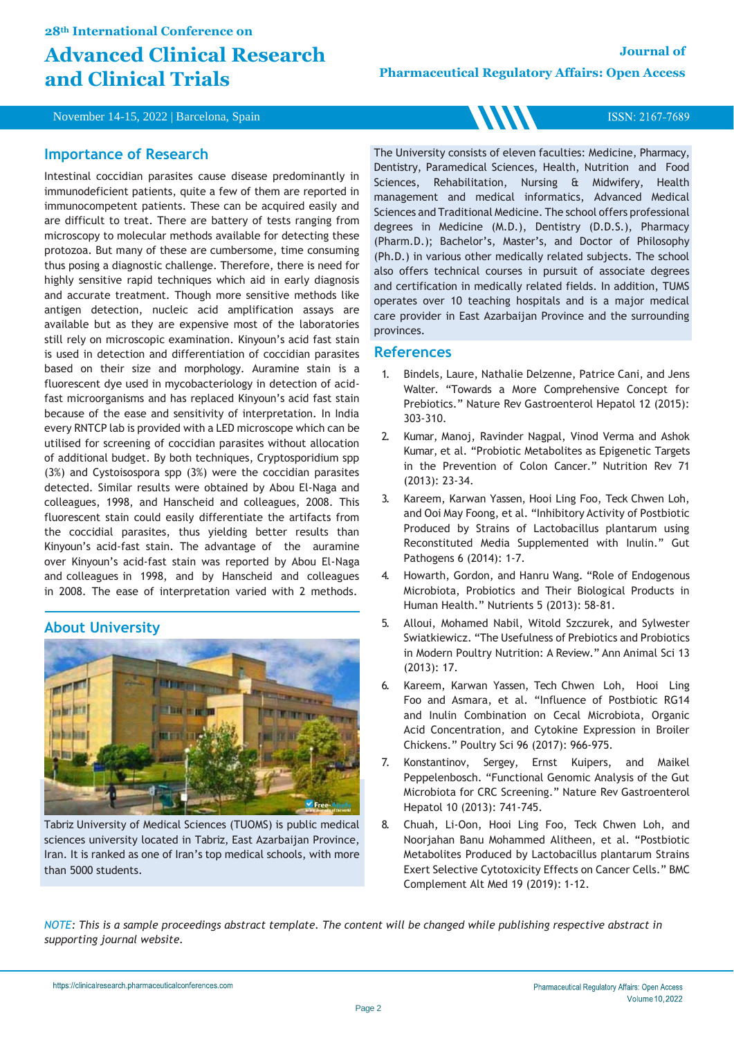## Importance of Research

Intestinal coccidian parasites cause disease predominantly in immunodeficient patients, quite a few of them are reported in immunocompetent patients. These can be acquired easily and are difficult to treat. There are battery of tests ranging from microscopy to molecular methods available for detecting these protozoa. But many of these are cumbersome, time consuming thus posing a diagnostic challenge. Therefore, there is need for highly sensitive rapid techniques which aid in early diagnosis and accurate treatment. Though more sensitive methods like antigen detection, nucleic acid amplification assays are available but as they are expensive most of the laboratories still rely on microscopic examination. Kinyoun's acid fast stain is used in detection and differentiation of coccidian parasites based on their size and morphology. Auramine stain is a fluorescent dye used in mycobacteriology in detection of acid-fast microorganisms and has replaced Kinyoun's acid fast stain because of the ease and sensitivity of interpretation. In India every RNTCP lab is provided with a LED microscope which can be utilised for screening of coccidian parasites without allocation of additional budget. By both techniques, Cryptosporidium spp (3%) and Cystoisospora spp (3%) were the coccidian parasites detected. Similar results were obtained by Abou El-Naga and colleagues, 1998, and Hanscheid and colleagues, 2008. This fluorescent stain could easily differentiate the artifacts from the coccidial parasites, thus yielding better results than Kinyoun's acid-fast stain. The advantage of the auramine over Kinyoun's acid-fast stain was reported by Abou El-Naga and colleagues in 1998, and by Hanscheid and colleagues in 2008. The ease of interpretation varied with 2 methods.

## About University

Tabriz University of Medical Sciences (TUOMS) is public medical sciences university located in Tabriz, East Azarbaijan Province, Iran. It is ranked as one of Iran's top medical schools, with more than 5000 students.

The University consists of eleven faculties: Medicine, Pharmacy, Dentistry, Paramedical Sciences, Health, Nutrition and Food Sciences, Rehabilitation, Nursing & Midwifery, Health management and medical informatics, Advanced Medical Sciences and Traditional Medicine. The school offers professional degrees in Medicine (M.D.), Dentistry (D.D.S.), Pharmacy (Pharm.D.); Bachelor's, Master's, and Doctor of Philosophy (Ph.D.) in various other medically related subjects. The school also offers technical courses in pursuit of associate degrees and certification in medically related fields. In addition, TUMS operates over 10 teaching hospitals and is a major medical care provider in East Azarbaijan Province and the surrounding provinces.

## References

1. Bindels, Laure, Nathalie Delzenne, Patrice Cani, and Jens Walter. "Towards a More Comprehensive Concept for Prebiotics." Nature Rev Gastroenterol Hepatol 12 (2015): 303-310.
2. Kumar, Manoj, Ravinder Nagpal, Vinod Verma and Ashok Kumar, et al. "Probiotic Metabolites as Epigenetic Targets in the Prevention of Colon Cancer." Nutrition Rev 71 (2013): 23-34.
3. Kareem, Karwan Yassen, Hooi Ling Foo, Teck Chwen Loh, and Ooi May Foong, et al. "Inhibitory Activity of Postbiotic Produced by Strains of Lactobacillus plantarum using Reconstituted Media Supplemented with Inulin." Gut Pathogens 6 (2014): 1-7.
4. Howarth, Gordon, and Hanru Wang. "Role of Endogenous Microbiota, Probiotics and Their Biological Products in Human Health." Nutrients 5 (2013): 58-81.
5. Alloui, Mohamed Nabil, Witold Szczurek, and Sylwester Swiatkiewicz. "The Usefulness of Prebiotics and Probiotics in Modern Poultry Nutrition: A Review." Ann Animal Sci 13 (2013): 17.
6. Kareem, Karwan Yassen, Tech Chwen Loh, Hooi Ling Foo and Asmara, et al. "Influence of Postbiotic RG14 and Inulin Combination on Cecal Microbiota, Organic Acid Concentration, and Cytokine Expression in Broiler Chickens." Poultry Sci 96 (2017): 966-975.
7. Konstantinov, Sergey, Ernst Kuipers, and Maikel Peppelenbosch. "Functional Genomic Analysis of the Gut Microbiota for CRC Screening." Nature Rev Gastroenterol Hepatol 10 (2013): 741-745.
8. Chuah, Li-Oon, Hooi Ling Foo, Teck Chwen Loh, and Noorjahan Banu Mohammed Alitheen, et al. "Postbiotic Metabolites Produced by Lactobacillus plantarum Strains Exert Selective Cytotoxicity Effects on Cancer Cells." BMC Complement Alt Med 19 (2019): 1-12.

*NOTE: This is a sample proceedings abstract template. The content will be changed while publishing respective abstract in supporting journal website.*